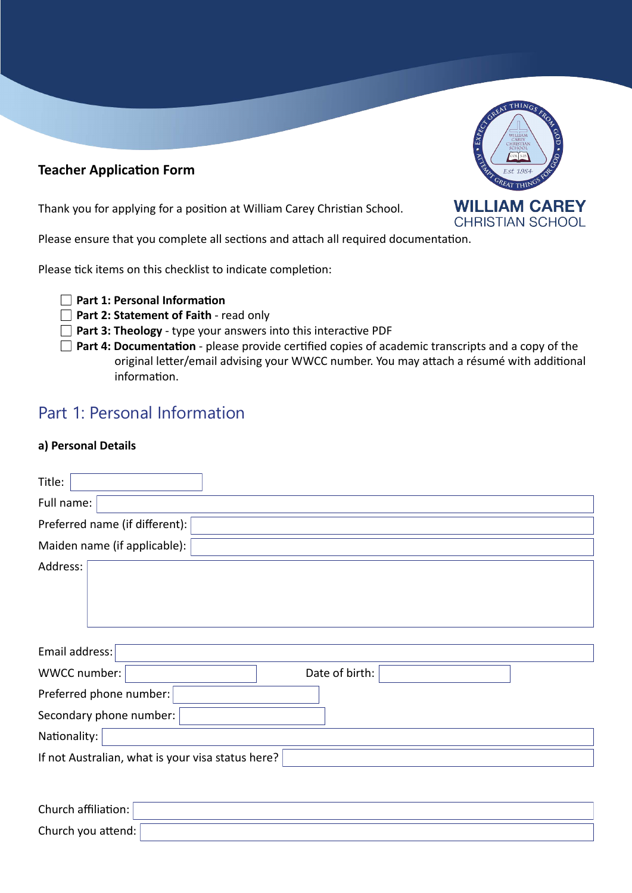**Teacher Application Form**

**WILLIAM CAREY**
CHRISTIAN SCHOOL

Thank you for applying for a position at William Carey Christian School.

Please ensure that you complete all sections and attach all required documentation.

Please tick items on this checklist to indicate completion:

- ☐ **Part 1: Personal Information**
- ☐ **Part 2: Statement of Faith** - read only
- ☐ **Part 3: Theology** - type your answers into this interactive PDF
- ☐ **Part 4: Documentation** - please provide certified copies of academic transcripts and a copy of the original letter/email advising your WWCC number. You may attach a résumé with additional information.

## Part 1: Personal Information

**a) Personal Details**

Title:

Full name:

Preferred name (if different):

Maiden name (if applicable):

Address:

Email address:

WWCC number: Date of birth:

Preferred phone number:

Secondary phone number:

Nationality:

If not Australian, what is your visa status here?

Church affiliation:

Church you attend: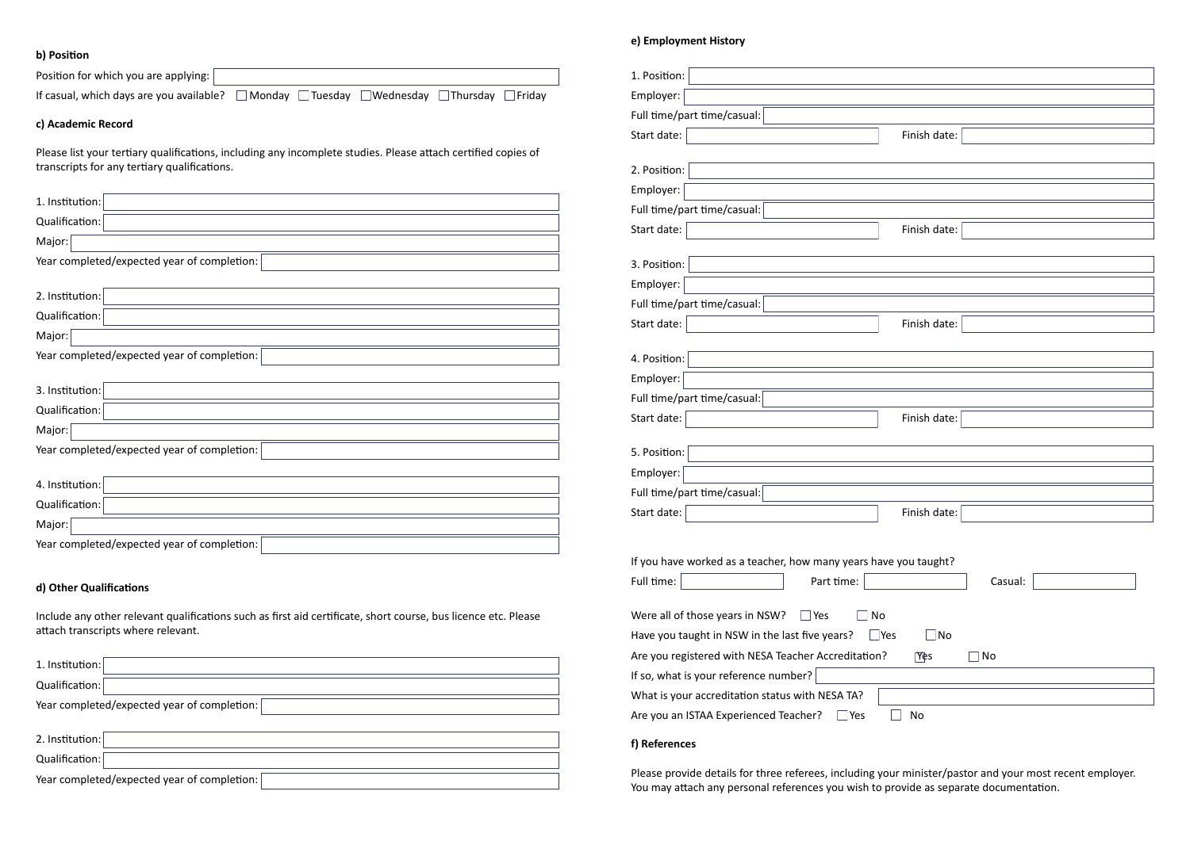**b) Position**

Position for which you are applying:

If casual, which days are you available? ☐ Monday ☐ Tuesday ☐ Wednesday ☐ Thursday ☐ Friday

**c) Academic Record**

Please list your tertiary qualifications, including any incomplete studies. Please attach certified copies of transcripts for any tertiary qualifications.

1. Institution:
Qualification:
Major:
Year completed/expected year of completion:

2. Institution:
Qualification:
Major:
Year completed/expected year of completion:

3. Institution:
Qualification:
Major:
Year completed/expected year of completion:

4. Institution:
Qualification:
Major:
Year completed/expected year of completion:

**d) Other Qualifications**

Include any other relevant qualifications such as first aid certificate, short course, bus licence etc. Please attach transcripts where relevant.

1. Institution:
Qualification:
Year completed/expected year of completion:

2. Institution:
Qualification:
Year completed/expected year of completion:

**e) Employment History**

1. Position:
Employer:
Full time/part time/casual:
Start date: Finish date:

2. Position:
Employer:
Full time/part time/casual:
Start date: Finish date:

3. Position:
Employer:
Full time/part time/casual:
Start date: Finish date:

4. Position:
Employer:
Full time/part time/casual:
Start date: Finish date:

5. Position:
Employer:
Full time/part time/casual:
Start date: Finish date:

If you have worked as a teacher, how many years have you taught?

Full time: Part time: Casual:

Were all of those years in NSW? ☐ Yes ☐ No

Have you taught in NSW in the last five years? ☐ Yes ☐ No

Are you registered with NESA Teacher Accreditation? ☐ Yes ☐ No

If so, what is your reference number?

What is your accreditation status with NESA TA?

Are you an ISTAA Experienced Teacher? ☐ Yes ☐ No

**f) References**

Please provide details for three referees, including your minister/pastor and your most recent employer. You may attach any personal references you wish to provide as separate documentation.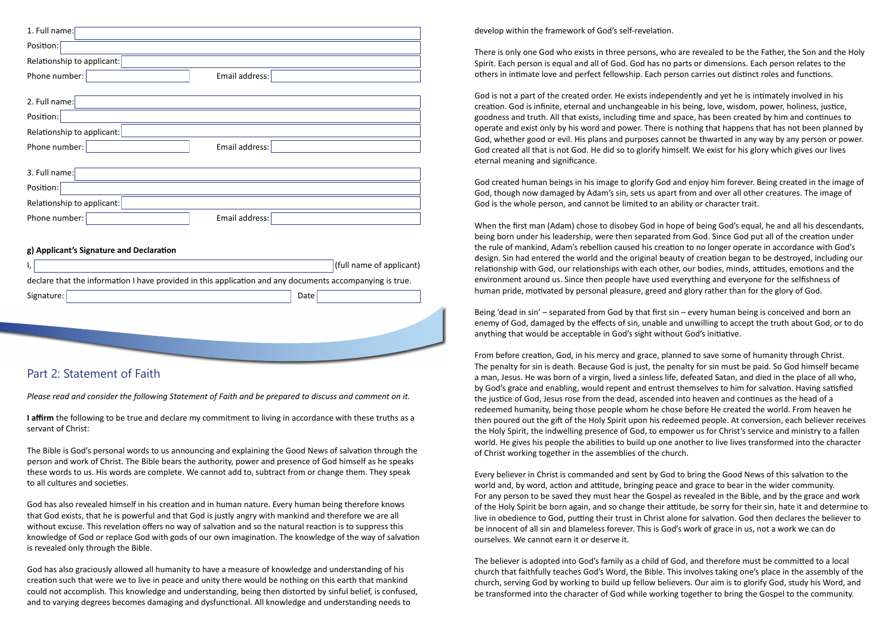1. Full name:

Position:

Relationship to applicant:

Phone number: Email address:

2. Full name:

Position:

Relationship to applicant:

Phone number: Email address:

3. Full name:

Position:

Relationship to applicant:

Phone number: Email address:

**g) Applicant's Signature and Declaration**

I, (full name of applicant)

declare that the information I have provided in this application and any documents accompanying is true.

Signature: Date

## Part 2: Statement of Faith

*Please read and consider the following Statement of Faith and be prepared to discuss and comment on it.*

**I affirm** the following to be true and declare my commitment to living in accordance with these truths as a servant of Christ:

The Bible is God's personal words to us announcing and explaining the Good News of salvation through the person and work of Christ. The Bible bears the authority, power and presence of God himself as he speaks these words to us. His words are complete. We cannot add to, subtract from or change them. They speak to all cultures and societies.

God has also revealed himself in his creation and in human nature. Every human being therefore knows that God exists, that he is powerful and that God is justly angry with mankind and therefore we are all without excuse. This revelation offers no way of salvation and so the natural reaction is to suppress this knowledge of God or replace God with gods of our own imagination. The knowledge of the way of salvation is revealed only through the Bible.

God has also graciously allowed all humanity to have a measure of knowledge and understanding of his creation such that were we to live in peace and unity there would be nothing on this earth that mankind could not accomplish. This knowledge and understanding, being then distorted by sinful belief, is confused, and to varying degrees becomes damaging and dysfunctional. All knowledge and understanding needs to develop within the framework of God's self-revelation.

There is only one God who exists in three persons, who are revealed to be the Father, the Son and the Holy Spirit. Each person is equal and all of God. God has no parts or dimensions. Each person relates to the others in intimate love and perfect fellowship. Each person carries out distinct roles and functions.

God is not a part of the created order. He exists independently and yet he is intimately involved in his creation. God is infinite, eternal and unchangeable in his being, love, wisdom, power, holiness, justice, goodness and truth. All that exists, including time and space, has been created by him and continues to operate and exist only by his word and power. There is nothing that happens that has not been planned by God, whether good or evil. His plans and purposes cannot be thwarted in any way by any person or power. God created all that is not God. He did so to glorify himself. We exist for his glory which gives our lives eternal meaning and significance.

God created human beings in his image to glorify God and enjoy him forever. Being created in the image of God, though now damaged by Adam's sin, sets us apart from and over all other creatures. The image of God is the whole person, and cannot be limited to an ability or character trait.

When the first man (Adam) chose to disobey God in hope of being God's equal, he and all his descendants, being born under his leadership, were then separated from God. Since God put all of the creation under the rule of mankind, Adam's rebellion caused his creation to no longer operate in accordance with God's design. Sin had entered the world and the original beauty of creation began to be destroyed, including our relationship with God, our relationships with each other, our bodies, minds, attitudes, emotions and the environment around us. Since then people have used everything and everyone for the selfishness of human pride, motivated by personal pleasure, greed and glory rather than for the glory of God.

Being 'dead in sin' – separated from God by that first sin – every human being is conceived and born an enemy of God, damaged by the effects of sin, unable and unwilling to accept the truth about God, or to do anything that would be acceptable in God's sight without God's initiative.

From before creation, God, in his mercy and grace, planned to save some of humanity through Christ. The penalty for sin is death. Because God is just, the penalty for sin must be paid. So God himself became a man, Jesus. He was born of a virgin, lived a sinless life, defeated Satan, and died in the place of all who, by God's grace and enabling, would repent and entrust themselves to him for salvation. Having satisfied the justice of God, Jesus rose from the dead, ascended into heaven and continues as the head of a redeemed humanity, being those people whom he chose before He created the world. From heaven he then poured out the gift of the Holy Spirit upon his redeemed people. At conversion, each believer receives the Holy Spirit, the indwelling presence of God, to empower us for Christ's service and ministry to a fallen world. He gives his people the abilities to build up one another to live lives transformed into the character of Christ working together in the assemblies of the church.

Every believer in Christ is commanded and sent by God to bring the Good News of this salvation to the world and, by word, action and attitude, bringing peace and grace to bear in the wider community. For any person to be saved they must hear the Gospel as revealed in the Bible, and by the grace and work of the Holy Spirit be born again, and so change their attitude, be sorry for their sin, hate it and determine to live in obedience to God, putting their trust in Christ alone for salvation. God then declares the believer to be innocent of all sin and blameless forever. This is God's work of grace in us, not a work we can do ourselves. We cannot earn it or deserve it.

The believer is adopted into God's family as a child of God, and therefore must be committed to a local church that faithfully teaches God's Word, the Bible. This involves taking one's place in the assembly of the church, serving God by working to build up fellow believers. Our aim is to glorify God, study his Word, and be transformed into the character of God while working together to bring the Gospel to the community.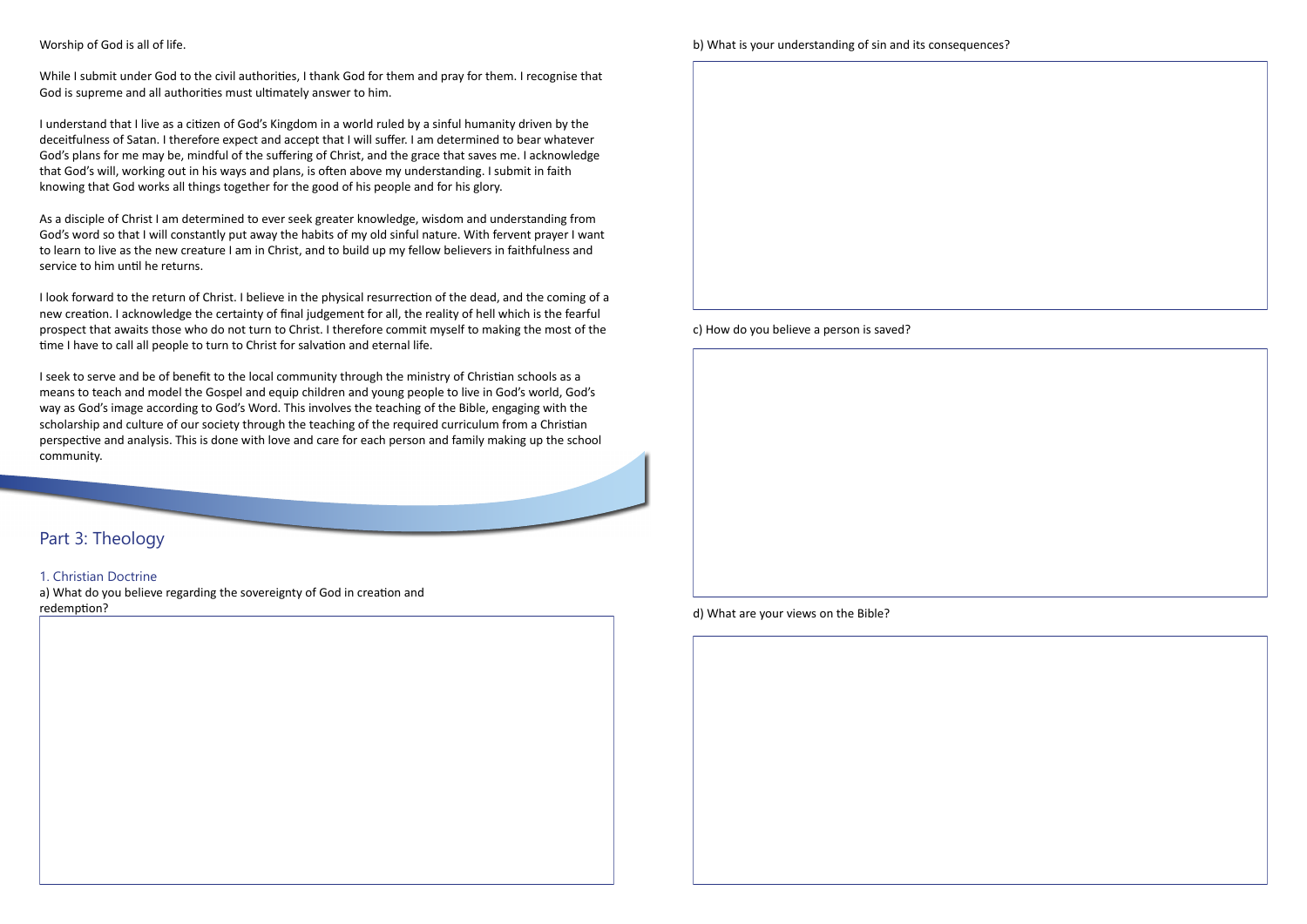Worship of God is all of life.

While I submit under God to the civil authorities, I thank God for them and pray for them. I recognise that God is supreme and all authorities must ultimately answer to him.

I understand that I live as a citizen of God's Kingdom in a world ruled by a sinful humanity driven by the deceitfulness of Satan. I therefore expect and accept that I will suffer. I am determined to bear whatever God's plans for me may be, mindful of the suffering of Christ, and the grace that saves me. I acknowledge that God's will, working out in his ways and plans, is often above my understanding. I submit in faith knowing that God works all things together for the good of his people and for his glory.

As a disciple of Christ I am determined to ever seek greater knowledge, wisdom and understanding from God's word so that I will constantly put away the habits of my old sinful nature. With fervent prayer I want to learn to live as the new creature I am in Christ, and to build up my fellow believers in faithfulness and service to him until he returns.

I look forward to the return of Christ. I believe in the physical resurrection of the dead, and the coming of a new creation. I acknowledge the certainty of final judgement for all, the reality of hell which is the fearful prospect that awaits those who do not turn to Christ. I therefore commit myself to making the most of the time I have to call all people to turn to Christ for salvation and eternal life.

I seek to serve and be of benefit to the local community through the ministry of Christian schools as a means to teach and model the Gospel and equip children and young people to live in God's world, God's way as God's image according to God's Word. This involves the teaching of the Bible, engaging with the scholarship and culture of our society through the teaching of the required curriculum from a Christian perspective and analysis. This is done with love and care for each person and family making up the school community.

## Part 3: Theology

### 1. Christian Doctrine

a) What do you believe regarding the sovereignty of God in creation and redemption?

b) What is your understanding of sin and its consequences?

c) How do you believe a person is saved?

d) What are your views on the Bible?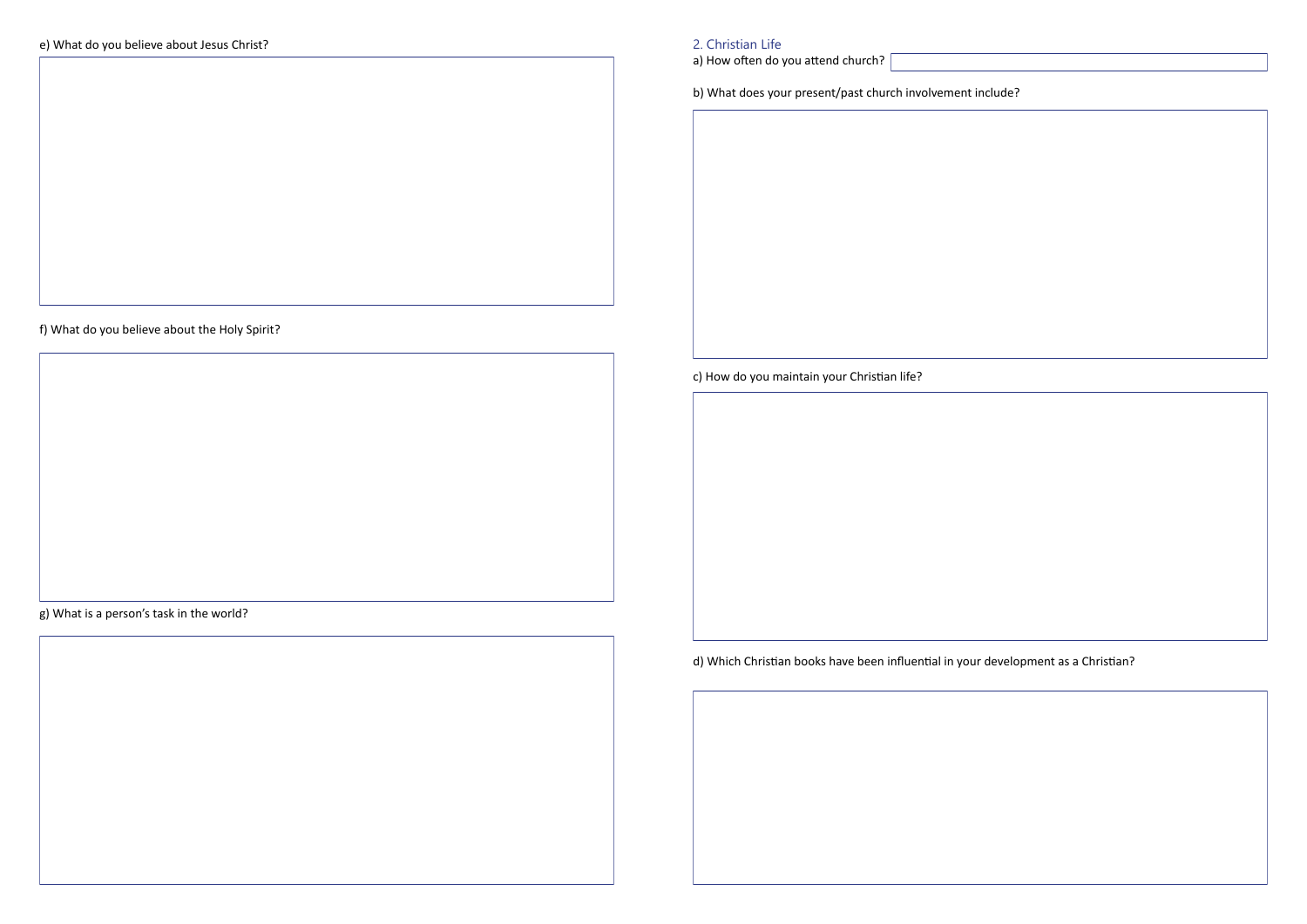e) What do you believe about Jesus Christ?

f) What do you believe about the Holy Spirit?

g) What is a person's task in the world?

## 2. Christian Life

a) How often do you attend church?

b) What does your present/past church involvement include?

c) How do you maintain your Christian life?

d) Which Christian books have been influential in your development as a Christian?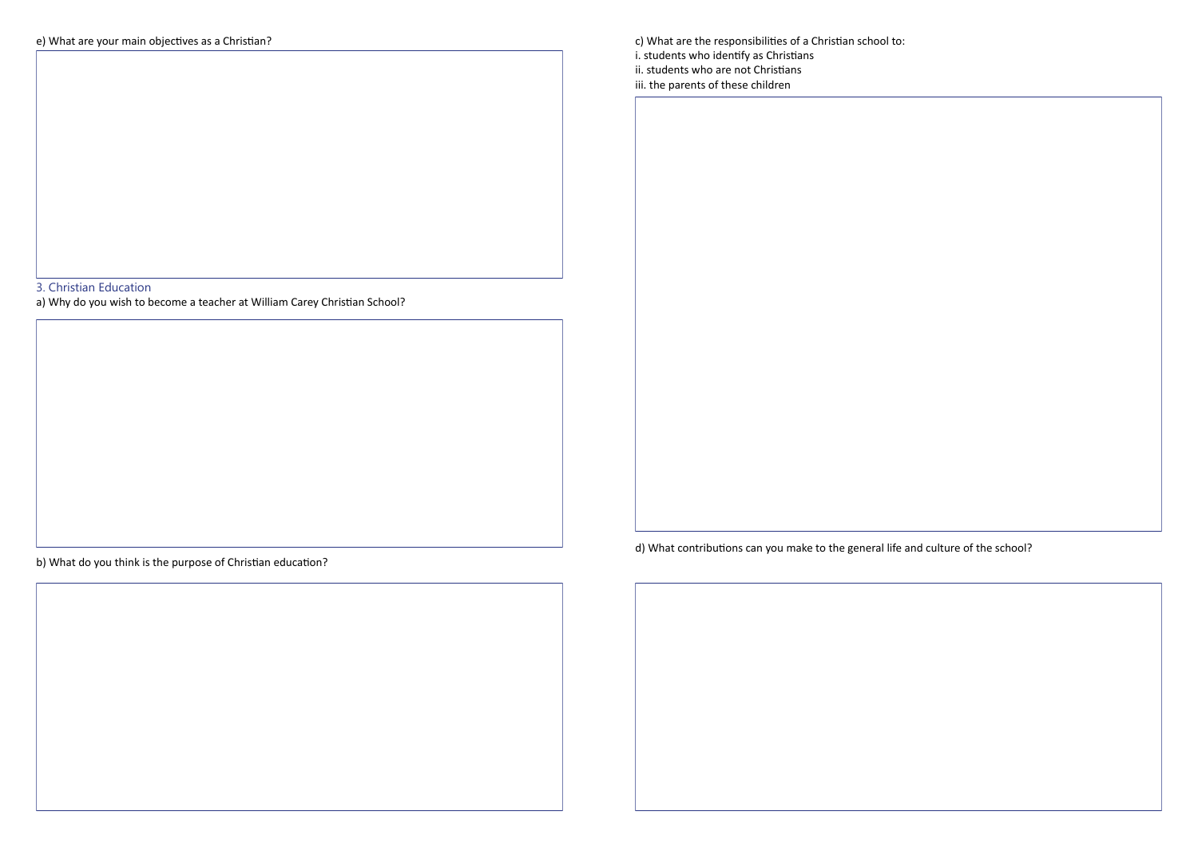e) What are your main objectives as a Christian?

## 3. Christian Education

a) Why do you wish to become a teacher at William Carey Christian School?

b) What do you think is the purpose of Christian education?

c) What are the responsibilities of a Christian school to:

i. students who identify as Christians

ii. students who are not Christians

iii. the parents of these children

d) What contributions can you make to the general life and culture of the school?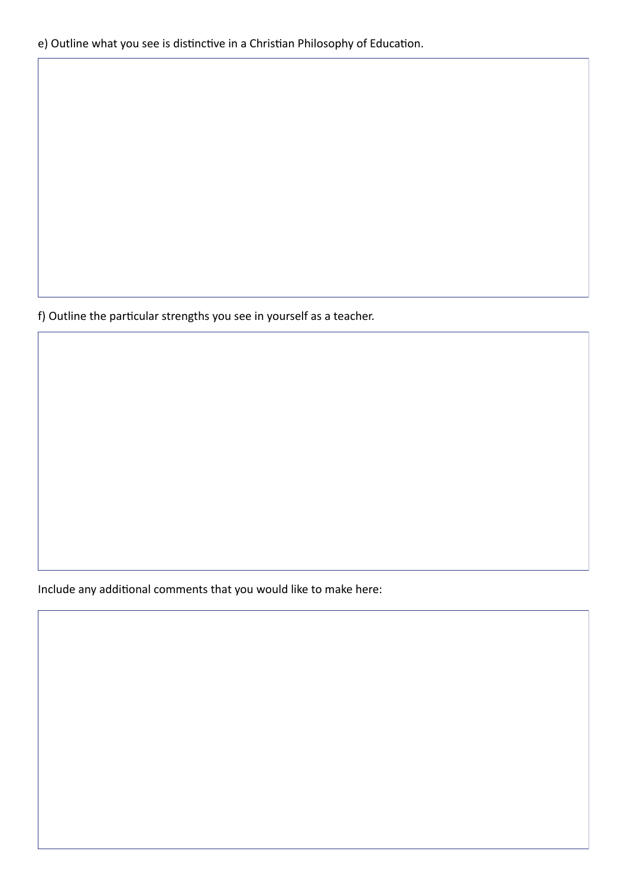e) Outline what you see is distinctive in a Christian Philosophy of Education.

f) Outline the particular strengths you see in yourself as a teacher.

Include any additional comments that you would like to make here: